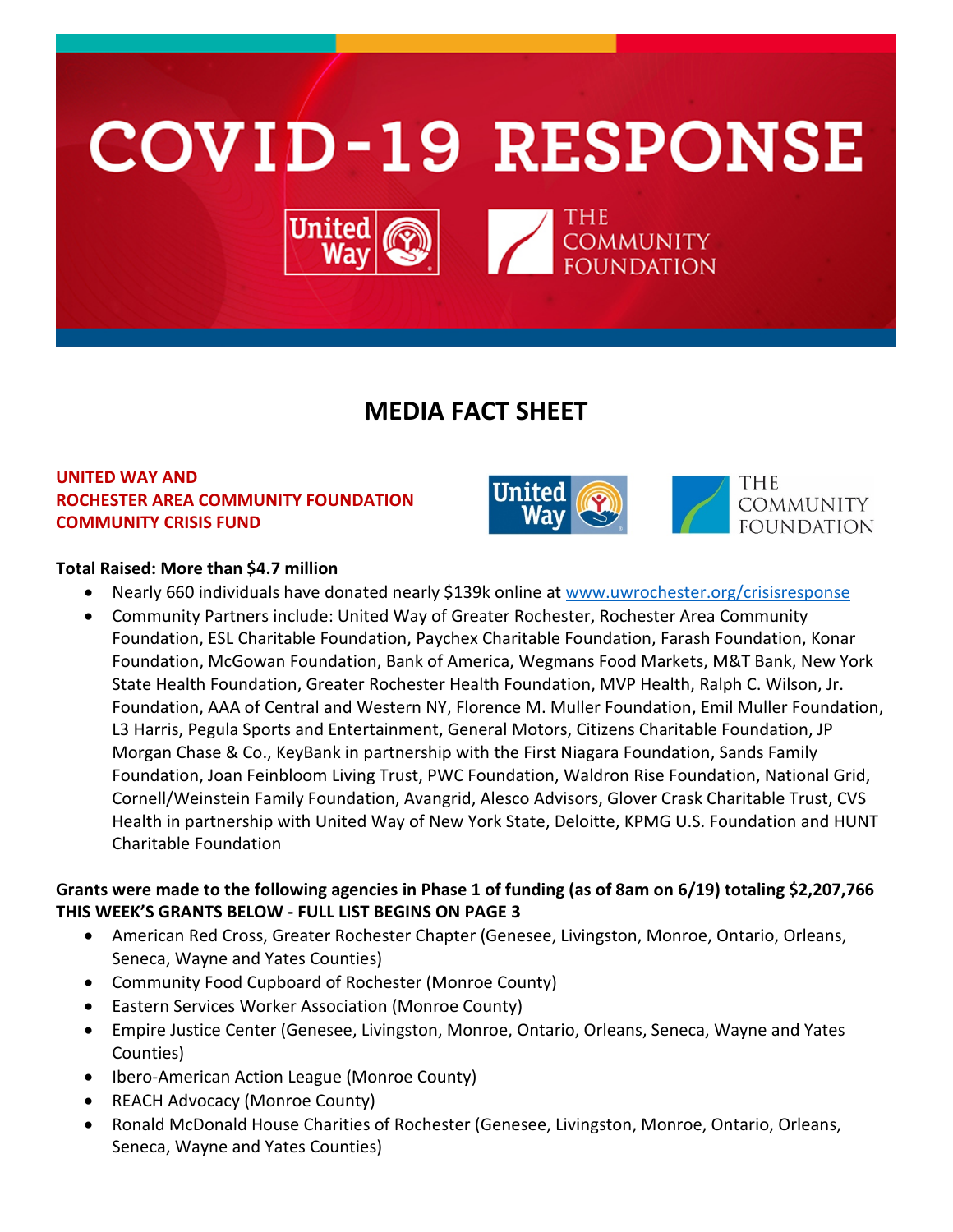# COVID-19 RESPONSE

United Way | THE COMMUNITY FOUNDATION

## MEDIA FACT SHEET

**UNITED WAY AND ROCHESTER AREA COMMUNITY FOUNDATION COMMUNITY CRISIS FUND**

**Total Raised: More than $4.7 million**

- Nearly 660 individuals have donated nearly $139k online at www.uwrochester.org/crisisresponse
- Community Partners include: United Way of Greater Rochester, Rochester Area Community Foundation, ESL Charitable Foundation, Paychex Charitable Foundation, Farash Foundation, Konar Foundation, McGowan Foundation, Bank of America, Wegmans Food Markets, M&T Bank, New York State Health Foundation, Greater Rochester Health Foundation, MVP Health, Ralph C. Wilson, Jr. Foundation, AAA of Central and Western NY, Florence M. Muller Foundation, Emil Muller Foundation, L3 Harris, Pegula Sports and Entertainment, General Motors, Citizens Charitable Foundation, JP Morgan Chase & Co., KeyBank in partnership with the First Niagara Foundation, Sands Family Foundation, Joan Feinbloom Living Trust, PWC Foundation, Waldron Rise Foundation, National Grid, Cornell/Weinstein Family Foundation, Avangrid, Alesco Advisors, Glover Crask Charitable Trust, CVS Health in partnership with United Way of New York State, Deloitte, KPMG U.S. Foundation and HUNT Charitable Foundation

**Grants were made to the following agencies in Phase 1 of funding (as of 8am on 6/19) totaling $2,207,766**
**THIS WEEK'S GRANTS BELOW - FULL LIST BEGINS ON PAGE 3**

- American Red Cross, Greater Rochester Chapter (Genesee, Livingston, Monroe, Ontario, Orleans, Seneca, Wayne and Yates Counties)
- Community Food Cupboard of Rochester (Monroe County)
- Eastern Services Worker Association (Monroe County)
- Empire Justice Center (Genesee, Livingston, Monroe, Ontario, Orleans, Seneca, Wayne and Yates Counties)
- Ibero-American Action League (Monroe County)
- REACH Advocacy (Monroe County)
- Ronald McDonald House Charities of Rochester (Genesee, Livingston, Monroe, Ontario, Orleans, Seneca, Wayne and Yates Counties)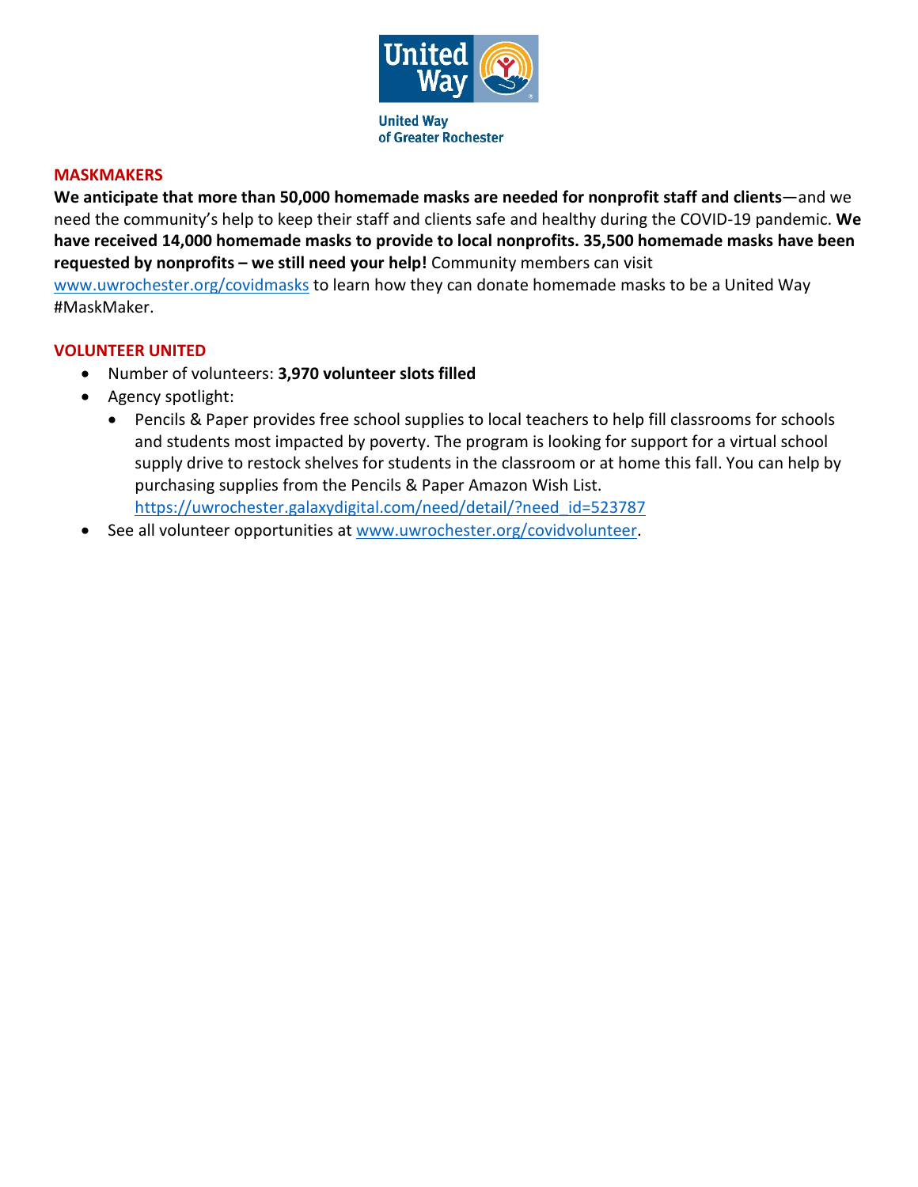United Way of Greater Rochester

## MASKMAKERS

**We anticipate that more than 50,000 homemade masks are needed for nonprofit staff and clients**—and we need the community's help to keep their staff and clients safe and healthy during the COVID-19 pandemic. **We have received 14,000 homemade masks to provide to local nonprofits. 35,500 homemade masks have been requested by nonprofits – we still need your help!** Community members can visit www.uwrochester.org/covidmasks to learn how they can donate homemade masks to be a United Way #MaskMaker.

## VOLUNTEER UNITED

- Number of volunteers: **3,970 volunteer slots filled**
- Agency spotlight:
  - Pencils & Paper provides free school supplies to local teachers to help fill classrooms for schools and students most impacted by poverty. The program is looking for support for a virtual school supply drive to restock shelves for students in the classroom or at home this fall. You can help by purchasing supplies from the Pencils & Paper Amazon Wish List. https://uwrochester.galaxydigital.com/need/detail/?need_id=523787
- See all volunteer opportunities at www.uwrochester.org/covidvolunteer.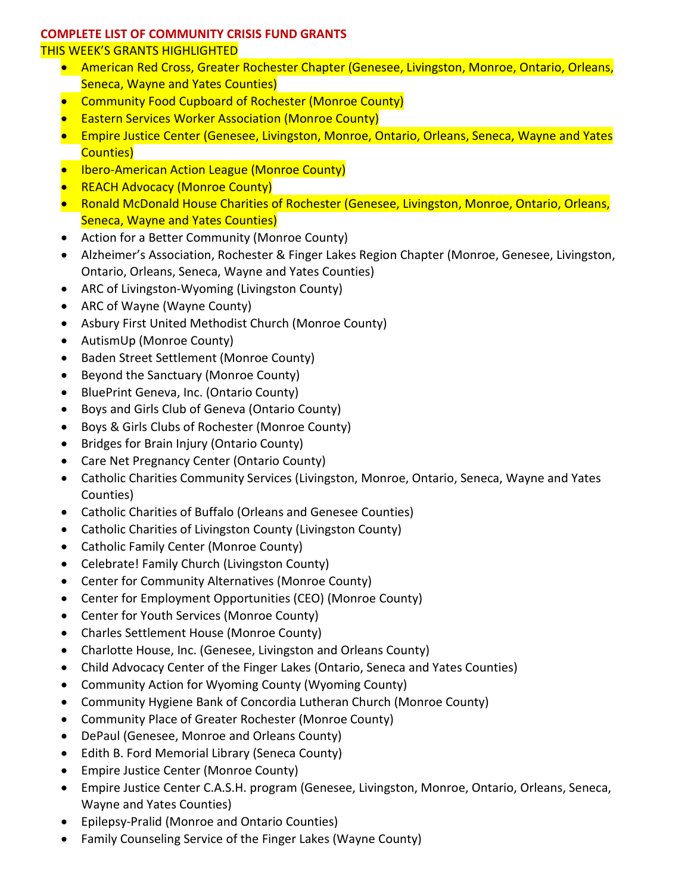**COMPLETE LIST OF COMMUNITY CRISIS FUND GRANTS**

THIS WEEK'S GRANTS HIGHLIGHTED

- American Red Cross, Greater Rochester Chapter (Genesee, Livingston, Monroe, Ontario, Orleans, Seneca, Wayne and Yates Counties)
- Community Food Cupboard of Rochester (Monroe County)
- Eastern Services Worker Association (Monroe County)
- Empire Justice Center (Genesee, Livingston, Monroe, Ontario, Orleans, Seneca, Wayne and Yates Counties)
- Ibero-American Action League (Monroe County)
- REACH Advocacy (Monroe County)
- Ronald McDonald House Charities of Rochester (Genesee, Livingston, Monroe, Ontario, Orleans, Seneca, Wayne and Yates Counties)
- Action for a Better Community (Monroe County)
- Alzheimer's Association, Rochester & Finger Lakes Region Chapter (Monroe, Genesee, Livingston, Ontario, Orleans, Seneca, Wayne and Yates Counties)
- ARC of Livingston-Wyoming (Livingston County)
- ARC of Wayne (Wayne County)
- Asbury First United Methodist Church (Monroe County)
- AutismUp (Monroe County)
- Baden Street Settlement (Monroe County)
- Beyond the Sanctuary (Monroe County)
- BluePrint Geneva, Inc. (Ontario County)
- Boys and Girls Club of Geneva (Ontario County)
- Boys & Girls Clubs of Rochester (Monroe County)
- Bridges for Brain Injury (Ontario County)
- Care Net Pregnancy Center (Ontario County)
- Catholic Charities Community Services (Livingston, Monroe, Ontario, Seneca, Wayne and Yates Counties)
- Catholic Charities of Buffalo (Orleans and Genesee Counties)
- Catholic Charities of Livingston County (Livingston County)
- Catholic Family Center (Monroe County)
- Celebrate! Family Church (Livingston County)
- Center for Community Alternatives (Monroe County)
- Center for Employment Opportunities (CEO) (Monroe County)
- Center for Youth Services (Monroe County)
- Charles Settlement House (Monroe County)
- Charlotte House, Inc. (Genesee, Livingston and Orleans County)
- Child Advocacy Center of the Finger Lakes (Ontario, Seneca and Yates Counties)
- Community Action for Wyoming County (Wyoming County)
- Community Hygiene Bank of Concordia Lutheran Church (Monroe County)
- Community Place of Greater Rochester (Monroe County)
- DePaul (Genesee, Monroe and Orleans County)
- Edith B. Ford Memorial Library (Seneca County)
- Empire Justice Center (Monroe County)
- Empire Justice Center C.A.S.H. program (Genesee, Livingston, Monroe, Ontario, Orleans, Seneca, Wayne and Yates Counties)
- Epilepsy-Pralid (Monroe and Ontario Counties)
- Family Counseling Service of the Finger Lakes (Wayne County)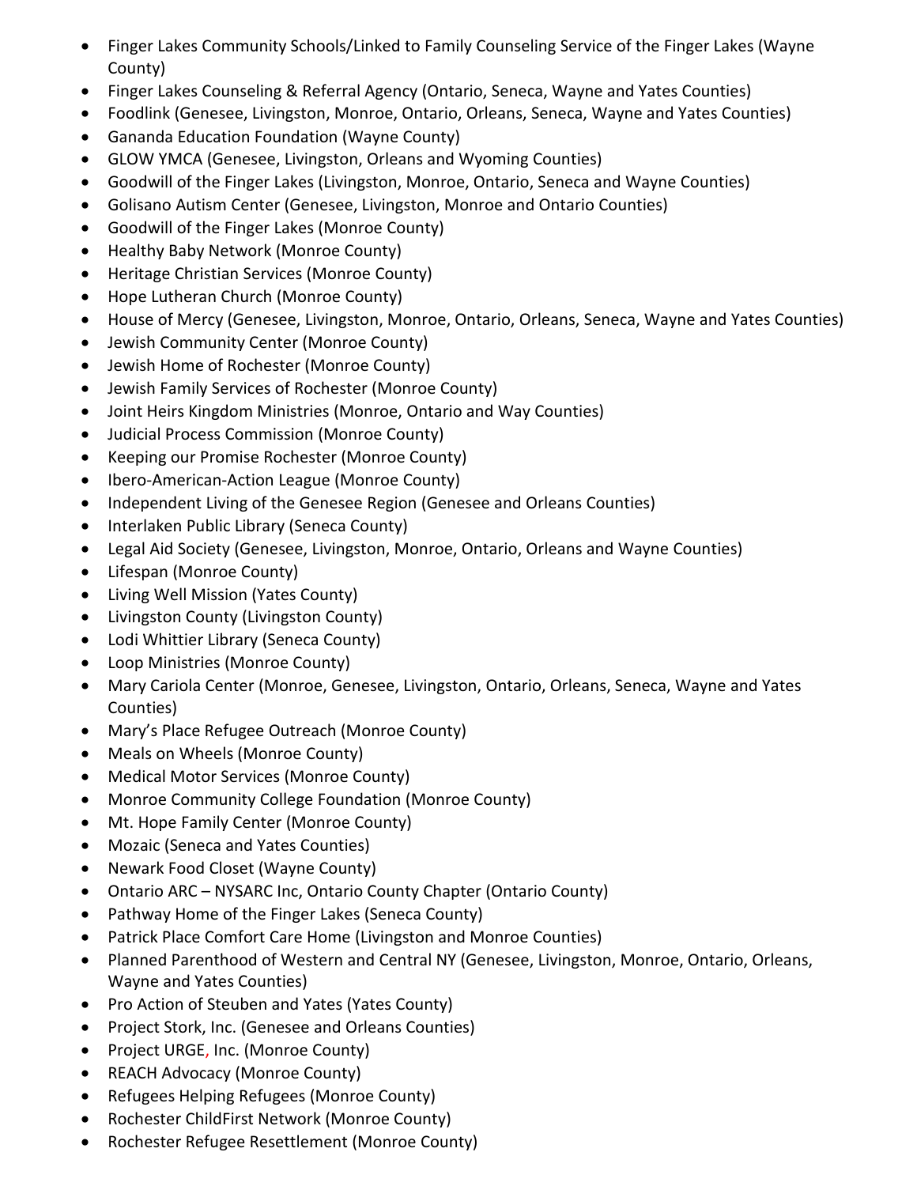- Finger Lakes Community Schools/Linked to Family Counseling Service of the Finger Lakes (Wayne County)
- Finger Lakes Counseling & Referral Agency (Ontario, Seneca, Wayne and Yates Counties)
- Foodlink (Genesee, Livingston, Monroe, Ontario, Orleans, Seneca, Wayne and Yates Counties)
- Gananda Education Foundation (Wayne County)
- GLOW YMCA (Genesee, Livingston, Orleans and Wyoming Counties)
- Goodwill of the Finger Lakes (Livingston, Monroe, Ontario, Seneca and Wayne Counties)
- Golisano Autism Center (Genesee, Livingston, Monroe and Ontario Counties)
- Goodwill of the Finger Lakes (Monroe County)
- Healthy Baby Network (Monroe County)
- Heritage Christian Services (Monroe County)
- Hope Lutheran Church (Monroe County)
- House of Mercy (Genesee, Livingston, Monroe, Ontario, Orleans, Seneca, Wayne and Yates Counties)
- Jewish Community Center (Monroe County)
- Jewish Home of Rochester (Monroe County)
- Jewish Family Services of Rochester (Monroe County)
- Joint Heirs Kingdom Ministries (Monroe, Ontario and Way Counties)
- Judicial Process Commission (Monroe County)
- Keeping our Promise Rochester (Monroe County)
- Ibero-American-Action League (Monroe County)
- Independent Living of the Genesee Region (Genesee and Orleans Counties)
- Interlaken Public Library (Seneca County)
- Legal Aid Society (Genesee, Livingston, Monroe, Ontario, Orleans and Wayne Counties)
- Lifespan (Monroe County)
- Living Well Mission (Yates County)
- Livingston County (Livingston County)
- Lodi Whittier Library (Seneca County)
- Loop Ministries (Monroe County)
- Mary Cariola Center (Monroe, Genesee, Livingston, Ontario, Orleans, Seneca, Wayne and Yates Counties)
- Mary's Place Refugee Outreach (Monroe County)
- Meals on Wheels (Monroe County)
- Medical Motor Services (Monroe County)
- Monroe Community College Foundation (Monroe County)
- Mt. Hope Family Center (Monroe County)
- Mozaic (Seneca and Yates Counties)
- Newark Food Closet (Wayne County)
- Ontario ARC – NYSARC Inc, Ontario County Chapter (Ontario County)
- Pathway Home of the Finger Lakes (Seneca County)
- Patrick Place Comfort Care Home (Livingston and Monroe Counties)
- Planned Parenthood of Western and Central NY (Genesee, Livingston, Monroe, Ontario, Orleans, Wayne and Yates Counties)
- Pro Action of Steuben and Yates (Yates County)
- Project Stork, Inc. (Genesee and Orleans Counties)
- Project URGE, Inc. (Monroe County)
- REACH Advocacy (Monroe County)
- Refugees Helping Refugees (Monroe County)
- Rochester ChildFirst Network (Monroe County)
- Rochester Refugee Resettlement (Monroe County)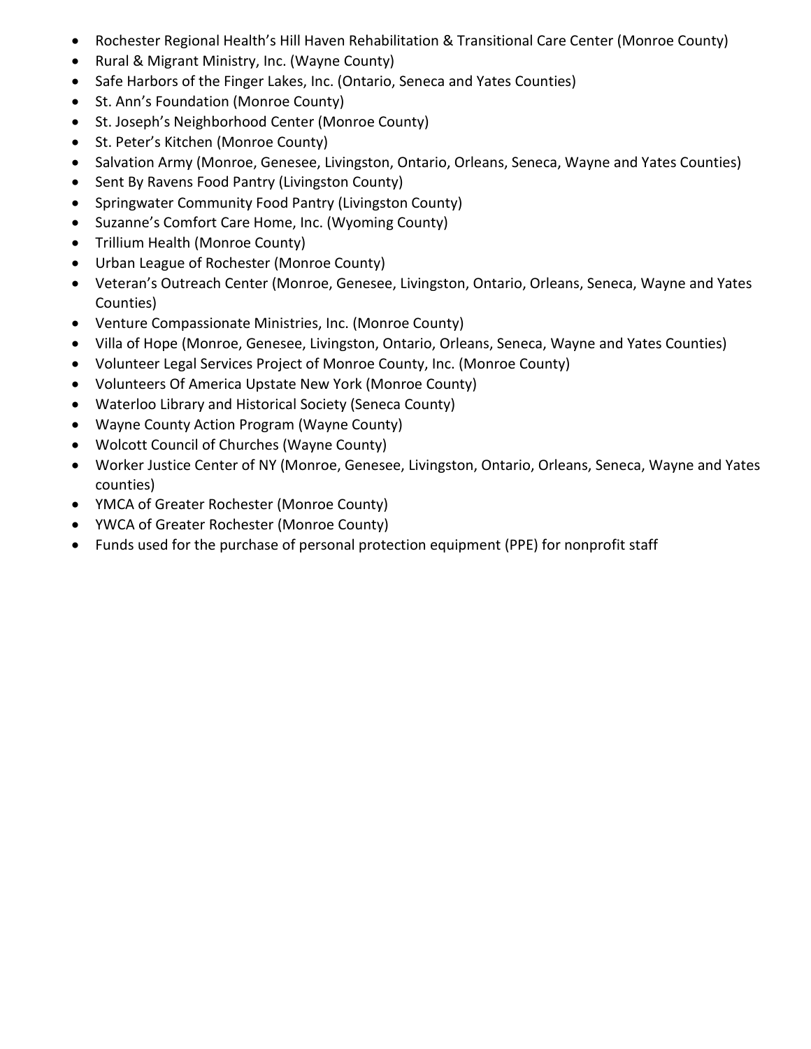- Rochester Regional Health's Hill Haven Rehabilitation & Transitional Care Center (Monroe County)
- Rural & Migrant Ministry, Inc. (Wayne County)
- Safe Harbors of the Finger Lakes, Inc. (Ontario, Seneca and Yates Counties)
- St. Ann's Foundation (Monroe County)
- St. Joseph's Neighborhood Center (Monroe County)
- St. Peter's Kitchen (Monroe County)
- Salvation Army (Monroe, Genesee, Livingston, Ontario, Orleans, Seneca, Wayne and Yates Counties)
- Sent By Ravens Food Pantry (Livingston County)
- Springwater Community Food Pantry (Livingston County)
- Suzanne's Comfort Care Home, Inc. (Wyoming County)
- Trillium Health (Monroe County)
- Urban League of Rochester (Monroe County)
- Veteran's Outreach Center (Monroe, Genesee, Livingston, Ontario, Orleans, Seneca, Wayne and Yates Counties)
- Venture Compassionate Ministries, Inc. (Monroe County)
- Villa of Hope (Monroe, Genesee, Livingston, Ontario, Orleans, Seneca, Wayne and Yates Counties)
- Volunteer Legal Services Project of Monroe County, Inc. (Monroe County)
- Volunteers Of America Upstate New York (Monroe County)
- Waterloo Library and Historical Society (Seneca County)
- Wayne County Action Program (Wayne County)
- Wolcott Council of Churches (Wayne County)
- Worker Justice Center of NY (Monroe, Genesee, Livingston, Ontario, Orleans, Seneca, Wayne and Yates counties)
- YMCA of Greater Rochester (Monroe County)
- YWCA of Greater Rochester (Monroe County)
- Funds used for the purchase of personal protection equipment (PPE) for nonprofit staff